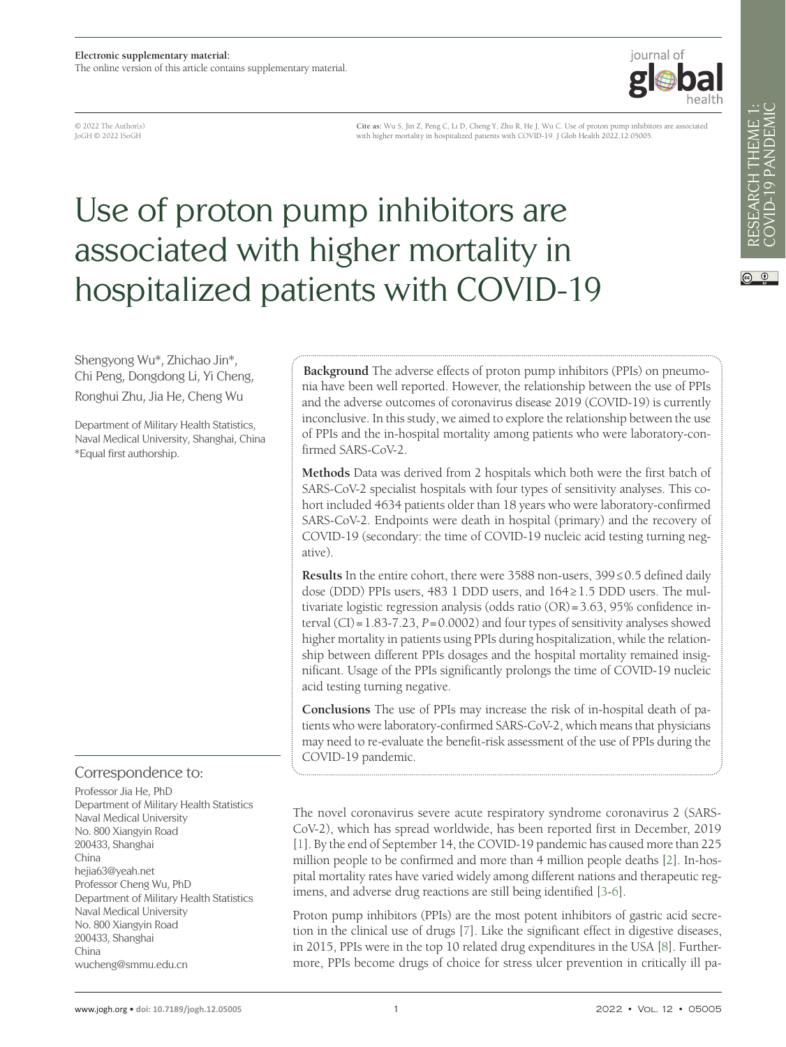**Electronic supplementary material:**
The online version of this article contains supplementary material.

© 2022 The Author(s)
JoGH © 2022 ISoGH

**Cite as:** Wu S, Jin Z, Peng C, Li D, Cheng Y, Zhu R, He J, Wu C. Use of proton pump inhibitors are associated with higher mortality in hospitalized patients with COVID-19. J Glob Health 2022;12:05005.

RESEARCH THEME 1: COVID-19 PANDEMIC

# Use of proton pump inhibitors are associated with higher mortality in hospitalized patients with COVID-19

Shengyong Wu*, Zhichao Jin*, Chi Peng, Dongdong Li, Yi Cheng, Ronghui Zhu, Jia He, Cheng Wu

Department of Military Health Statistics, Naval Medical University, Shanghai, China
*Equal first authorship.

**Background** The adverse effects of proton pump inhibitors (PPIs) on pneumonia have been well reported. However, the relationship between the use of PPIs and the adverse outcomes of coronavirus disease 2019 (COVID-19) is currently inconclusive. In this study, we aimed to explore the relationship between the use of PPIs and the in-hospital mortality among patients who were laboratory-confirmed SARS-CoV-2.

**Methods** Data was derived from 2 hospitals which both were the first batch of SARS-CoV-2 specialist hospitals with four types of sensitivity analyses. This cohort included 4634 patients older than 18 years who were laboratory-confirmed SARS-CoV-2. Endpoints were death in hospital (primary) and the recovery of COVID-19 (secondary: the time of COVID-19 nucleic acid testing turning negative).

**Results** In the entire cohort, there were 3588 non-users, 399 ≤ 0.5 defined daily dose (DDD) PPIs users, 483 1 DDD users, and 164 ≥ 1.5 DDD users. The multivariate logistic regression analysis (odds ratio (OR) = 3.63, 95% confidence interval (CI) = 1.83-7.23, *P* = 0.0002) and four types of sensitivity analyses showed higher mortality in patients using PPIs during hospitalization, while the relationship between different PPIs dosages and the hospital mortality remained insignificant. Usage of the PPIs significantly prolongs the time of COVID-19 nucleic acid testing turning negative.

**Conclusions** The use of PPIs may increase the risk of in-hospital death of patients who were laboratory-confirmed SARS-CoV-2, which means that physicians may need to re-evaluate the benefit-risk assessment of the use of PPIs during the COVID-19 pandemic.

## Correspondence to:

Professor Jia He, PhD
Department of Military Health Statistics
Naval Medical University
No. 800 Xiangyin Road
200433, Shanghai
China
hejia63@yeah.net
Professor Cheng Wu, PhD
Department of Military Health Statistics
Naval Medical University
No. 800 Xiangyin Road
200433, Shanghai
China
wucheng@smmu.edu.cn

The novel coronavirus severe acute respiratory syndrome coronavirus 2 (SARS-CoV-2), which has spread worldwide, has been reported first in December, 2019 [1]. By the end of September 14, the COVID-19 pandemic has caused more than 225 million people to be confirmed and more than 4 million people deaths [2]. In-hospital mortality rates have varied widely among different nations and therapeutic regimens, and adverse drug reactions are still being identified [3-6].

Proton pump inhibitors (PPIs) are the most potent inhibitors of gastric acid secretion in the clinical use of drugs [7]. Like the significant effect in digestive diseases, in 2015, PPIs were in the top 10 related drug expenditures in the USA [8]. Furthermore, PPIs become drugs of choice for stress ulcer prevention in critically ill pa-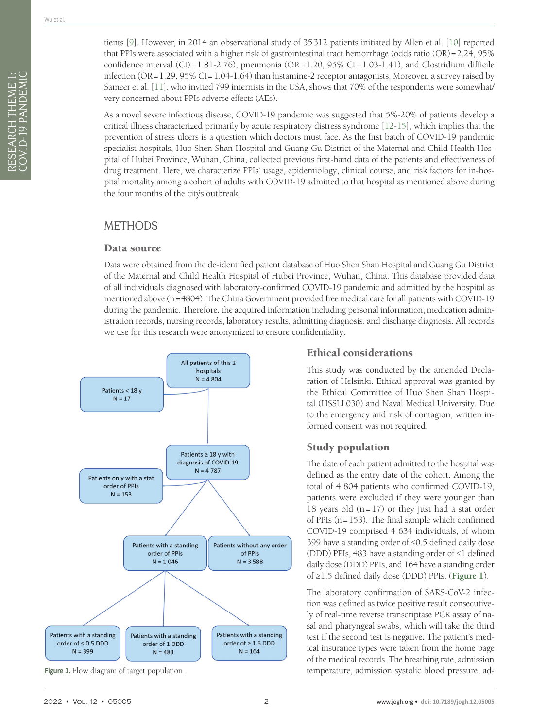tients [9]. However, in 2014 an observational study of 35312 patients initiated by Allen et al. [10] reported that PPIs were associated with a higher risk of gastrointestinal tract hemorrhage (odds ratio (OR) = 2.24, 95% confidence interval (CI) = 1.81-2.76), pneumonia (OR = 1.20, 95% CI = 1.03-1.41), and Clostridium difficile infection (OR = 1.29, 95% CI = 1.04-1.64) than histamine-2 receptor antagonists. Moreover, a survey raised by Sameer et al. [11], who invited 799 internists in the USA, shows that 70% of the respondents were somewhat/very concerned about PPIs adverse effects (AEs).

As a novel severe infectious disease, COVID-19 pandemic was suggested that 5%-20% of patients develop a critical illness characterized primarily by acute respiratory distress syndrome [12-15], which implies that the prevention of stress ulcers is a question which doctors must face. As the first batch of COVID-19 pandemic specialist hospitals, Huo Shen Shan Hospital and Guang Gu District of the Maternal and Child Health Hospital of Hubei Province, Wuhan, China, collected previous first-hand data of the patients and effectiveness of drug treatment. Here, we characterize PPIs` usage, epidemiology, clinical course, and risk factors for in-hospital mortality among a cohort of adults with COVID-19 admitted to that hospital as mentioned above during the four months of the city's outbreak.

## METHODS

### Data source

Data were obtained from the de-identified patient database of Huo Shen Shan Hospital and Guang Gu District of the Maternal and Child Health Hospital of Hubei Province, Wuhan, China. This database provided data of all individuals diagnosed with laboratory-confirmed COVID-19 pandemic and admitted by the hospital as mentioned above (n = 4804). The China Government provided free medical care for all patients with COVID-19 during the pandemic. Therefore, the acquired information including personal information, medication administration records, nursing records, laboratory results, admitting diagnosis, and discharge diagnosis. All records we use for this research were anonymized to ensure confidentiality.

All patients of this 2 hospitals
N = 4 804

Patients < 18 y
N = 17

Patients ≥ 18 y with diagnosis of COVID-19
N = 4 787

Patients only with a stat order of PPIs
N = 153

Patients with a standing order of PPIs
N = 1 046

Patients without any order of PPIs
N = 3 588

Patients with a standing order of ≤ 0.5 DDD
N = 399

Patients with a standing order of 1 DDD
N = 483

Patients with a standing order of ≥ 1.5 DDD
N = 164

**Figure 1.** Flow diagram of target population.

### Ethical considerations

This study was conducted by the amended Declaration of Helsinki. Ethical approval was granted by the Ethical Committee of Huo Shen Shan Hospital (HSSLL030) and Naval Medical University. Due to the emergency and risk of contagion, written informed consent was not required.

### Study population

The date of each patient admitted to the hospital was defined as the entry date of the cohort. Among the total of 4 804 patients who confirmed COVID-19, patients were excluded if they were younger than 18 years old (n = 17) or they just had a stat order of PPIs (n = 153). The final sample which confirmed COVID-19 comprised 4 634 individuals, of whom 399 have a standing order of ≤0.5 defined daily dose (DDD) PPIs, 483 have a standing order of ≤1 defined daily dose (DDD) PPIs, and 164 have a standing order of ≥1.5 defined daily dose (DDD) PPIs. (**Figure 1**).

The laboratory confirmation of SARS-CoV-2 infection was defined as twice positive result consecutively of real-time reverse transcriptase PCR assay of nasal and pharyngeal swabs, which will take the third test if the second test is negative. The patient's medical insurance types were taken from the home page of the medical records. The breathing rate, admission temperature, admission systolic blood pressure, ad-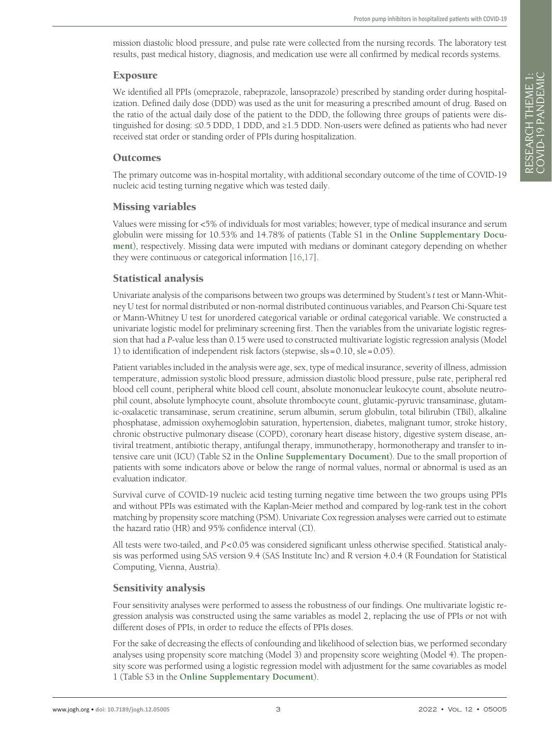mission diastolic blood pressure, and pulse rate were collected from the nursing records. The laboratory test results, past medical history, diagnosis, and medication use were all confirmed by medical records systems.

## Exposure

We identified all PPIs (omeprazole, rabeprazole, lansoprazole) prescribed by standing order during hospitalization. Defined daily dose (DDD) was used as the unit for measuring a prescribed amount of drug. Based on the ratio of the actual daily dose of the patient to the DDD, the following three groups of patients were distinguished for dosing: ≤0.5 DDD, 1 DDD, and ≥1.5 DDD. Non-users were defined as patients who had never received stat order or standing order of PPIs during hospitalization.

## Outcomes

The primary outcome was in-hospital mortality, with additional secondary outcome of the time of COVID-19 nucleic acid testing turning negative which was tested daily.

## Missing variables

Values were missing for <5% of individuals for most variables; however, type of medical insurance and serum globulin were missing for 10.53% and 14.78% of patients (Table S1 in the **Online Supplementary Document**), respectively. Missing data were imputed with medians or dominant category depending on whether they were continuous or categorical information [16,17].

## Statistical analysis

Univariate analysis of the comparisons between two groups was determined by Student's *t* test or Mann-Whitney U test for normal distributed or non-normal distributed continuous variables, and Pearson Chi-Square test or Mann-Whitney U test for unordered categorical variable or ordinal categorical variable. We constructed a univariate logistic model for preliminary screening first. Then the variables from the univariate logistic regression that had a *P*-value less than 0.15 were used to constructed multivariate logistic regression analysis (Model 1) to identification of independent risk factors (stepwise, sls = 0.10, sle = 0.05).

Patient variables included in the analysis were age, sex, type of medical insurance, severity of illness, admission temperature, admission systolic blood pressure, admission diastolic blood pressure, pulse rate, peripheral red blood cell count, peripheral white blood cell count, absolute mononuclear leukocyte count, absolute neutrophil count, absolute lymphocyte count, absolute thrombocyte count, glutamic-pyruvic transaminase, glutamic-oxalacetic transaminase, serum creatinine, serum albumin, serum globulin, total bilirubin (TBil), alkaline phosphatase, admission oxyhemoglobin saturation, hypertension, diabetes, malignant tumor, stroke history, chronic obstructive pulmonary disease (COPD), coronary heart disease history, digestive system disease, antiviral treatment, antibiotic therapy, antifungal therapy, immunotherapy, hormonotherapy and transfer to intensive care unit (ICU) (Table S2 in the **Online Supplementary Document**). Due to the small proportion of patients with some indicators above or below the range of normal values, normal or abnormal is used as an evaluation indicator.

Survival curve of COVID-19 nucleic acid testing turning negative time between the two groups using PPIs and without PPIs was estimated with the Kaplan-Meier method and compared by log-rank test in the cohort matching by propensity score matching (PSM). Univariate Cox regression analyses were carried out to estimate the hazard ratio (HR) and 95% confidence interval (CI).

All tests were two-tailed, and $P < 0.05$ was considered significant unless otherwise specified. Statistical analysis was performed using SAS version 9.4 (SAS Institute Inc) and R version 4.0.4 (R Foundation for Statistical Computing, Vienna, Austria).

## Sensitivity analysis

Four sensitivity analyses were performed to assess the robustness of our findings. One multivariate logistic regression analysis was constructed using the same variables as model 2, replacing the use of PPIs or not with different doses of PPIs, in order to reduce the effects of PPIs doses.

For the sake of decreasing the effects of confounding and likelihood of selection bias, we performed secondary analyses using propensity score matching (Model 3) and propensity score weighting (Model 4). The propensity score was performed using a logistic regression model with adjustment for the same covariables as model 1 (Table S3 in the **Online Supplementary Document**).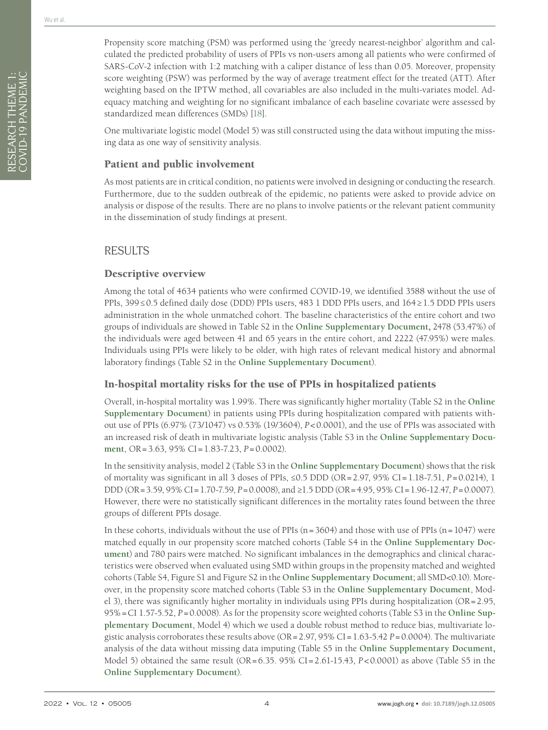Propensity score matching (PSM) was performed using the 'greedy nearest-neighbor' algorithm and calculated the predicted probability of users of PPIs vs non-users among all patients who were confirmed of SARS-CoV-2 infection with 1:2 matching with a caliper distance of less than 0.05. Moreover, propensity score weighting (PSW) was performed by the way of average treatment effect for the treated (ATT). After weighting based on the IPTW method, all covariables are also included in the multi-variates model. Adequacy matching and weighting for no significant imbalance of each baseline covariate were assessed by standardized mean differences (SMDs) [18].

One multivariate logistic model (Model 5) was still constructed using the data without imputing the missing data as one way of sensitivity analysis.

### Patient and public involvement

As most patients are in critical condition, no patients were involved in designing or conducting the research. Furthermore, due to the sudden outbreak of the epidemic, no patients were asked to provide advice on analysis or dispose of the results. There are no plans to involve patients or the relevant patient community in the dissemination of study findings at present.

## RESULTS

### Descriptive overview

Among the total of 4634 patients who were confirmed COVID-19, we identified 3588 without the use of PPIs, 399 ≤ 0.5 defined daily dose (DDD) PPIs users, 483 1 DDD PPIs users, and 164 ≥ 1.5 DDD PPIs users administration in the whole unmatched cohort. The baseline characteristics of the entire cohort and two groups of individuals are showed in Table S2 in the **Online Supplementary Document,** 2478 (53.47%) of the individuals were aged between 41 and 65 years in the entire cohort, and 2222 (47.95%) were males. Individuals using PPIs were likely to be older, with high rates of relevant medical history and abnormal laboratory findings (Table S2 in the **Online Supplementary Document**).

### In-hospital mortality risks for the use of PPIs in hospitalized patients

Overall, in-hospital mortality was 1.99%. There was significantly higher mortality (Table S2 in the **Online Supplementary Document**) in patients using PPIs during hospitalization compared with patients without use of PPIs (6.97% (73/1047) vs 0.53% (19/3604), *P* < 0.0001), and the use of PPIs was associated with an increased risk of death in multivariate logistic analysis (Table S3 in the **Online Supplementary Document**, OR = 3.63, 95% CI = 1.83-7.23, *P* = 0.0002).

In the sensitivity analysis, model 2 (Table S3 in the **Online Supplementary Document**) shows that the risk of mortality was significant in all 3 doses of PPIs, ≤0.5 DDD (OR = 2.97, 95% CI = 1.18-7.51, *P* = 0.0214), 1 DDD (OR = 3.59, 95% CI = 1.70-7.59, *P* = 0.0008), and ≥1.5 DDD (OR = 4.95, 95% CI = 1.96-12.47, *P* = 0.0007). However, there were no statistically significant differences in the mortality rates found between the three groups of different PPIs dosage.

In these cohorts, individuals without the use of PPIs (n = 3604) and those with use of PPIs (n = 1047) were matched equally in our propensity score matched cohorts (Table S4 in the **Online Supplementary Document**) and 780 pairs were matched. No significant imbalances in the demographics and clinical characteristics were observed when evaluated using SMD within groups in the propensity matched and weighted cohorts (Table S4, Figure S1 and Figure S2 in the **Online Supplementary Document**; all SMD<0.10). Moreover, in the propensity score matched cohorts (Table S3 in the **Online Supplementary Document**, Model 3), there was significantly higher mortality in individuals using PPIs during hospitalization (OR = 2.95, 95% = CI 1.57-5.52, *P* = 0.0008). As for the propensity score weighted cohorts (Table S3 in the **Online Supplementary Document**, Model 4) which we used a double robust method to reduce bias, multivariate logistic analysis corroborates these results above (OR = 2.97, 95% CI = 1.63-5.42 *P* = 0.0004). The multivariate analysis of the data without missing data imputing (Table S5 in the **Online Supplementary Document**, Model 5) obtained the same result (OR = 6.35. 95% CI = 2.61-15.43, *P* < 0.0001) as above (Table S5 in the **Online Supplementary Document**).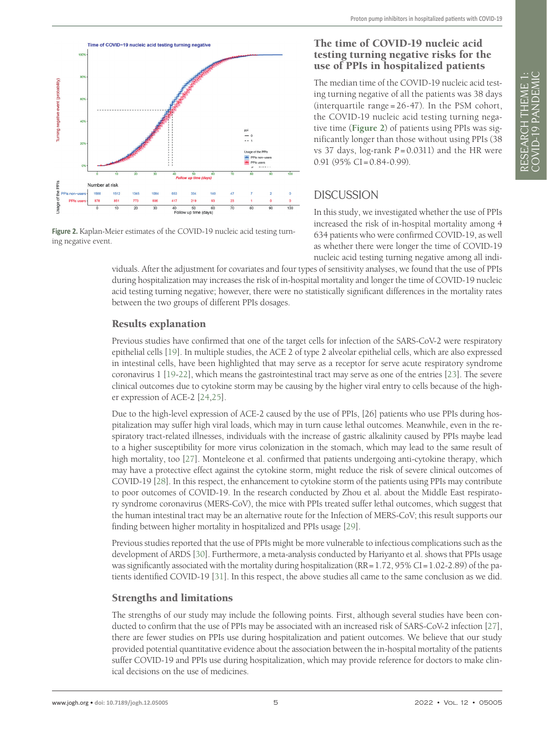Time of COVID−19 nucleic acid testing turning negative

Turning negative event (probability)

100%
80%
60%
40%
20%
0%

0 10 20 30 40 50 60 70 80 90 100

Follow up time (days)

ppi
— 0
- - 1

Usage of the PPIs
PPIs non-users
PPIs users

Number at risk

Usage of the PPIs

| | 0 | 10 | 20 | 30 | 40 | 50 | 60 | 70 | 80 | 90 | 100 |
|---|---|---|---|---|---|---|---|---|---|---|---|
| PPIs non-users | 1560 | 1512 | 1345 | 1084 | 653 | 334 | 140 | 47 | 7 | 2 | 0 |
| PPIs users | 878 | 851 | 773 | 606 | 417 | 219 | 83 | 23 | 1 | 0 | 0 |

Follow up time (days)

**Figure 2.** Kaplan-Meier estimates of the COVID-19 nucleic acid testing turning negative event.

### The time of COVID-19 nucleic acid testing turning negative risks for the use of PPIs in hospitalized patients

The median time of the COVID-19 nucleic acid testing turning negative of all the patients was 38 days (interquartile range = 26-47). In the PSM cohort, the COVID-19 nucleic acid testing turning negative time (**Figure 2**) of patients using PPIs was significantly longer than those without using PPIs (38 vs 37 days, log-rank $P = 0.0311$) and the HR were 0.91 (95% CI = 0.84-0.99).

## DISCUSSION

In this study, we investigated whether the use of PPIs increased the risk of in-hospital mortality among 4 634 patients who were confirmed COVID-19, as well as whether there were longer the time of COVID-19 nucleic acid testing turning negative among all individuals. After the adjustment for covariates and four types of sensitivity analyses, we found that the use of PPIs during hospitalization may increases the risk of in-hospital mortality and longer the time of COVID-19 nucleic acid testing turning negative; however, there were no statistically significant differences in the mortality rates between the two groups of different PPIs dosages.

### Results explanation

Previous studies have confirmed that one of the target cells for infection of the SARS-CoV-2 were respiratory epithelial cells [19]. In multiple studies, the ACE 2 of type 2 alveolar epithelial cells, which are also expressed in intestinal cells, have been highlighted that may serve as a receptor for serve acute respiratory syndrome coronavirus 1 [19-22], which means the gastrointestinal tract may serve as one of the entries [23]. The severe clinical outcomes due to cytokine storm may be causing by the higher viral entry to cells because of the higher expression of ACE-2 [24,25].

Due to the high-level expression of ACE-2 caused by the use of PPIs, [26] patients who use PPIs during hospitalization may suffer high viral loads, which may in turn cause lethal outcomes. Meanwhile, even in the respiratory tract-related illnesses, individuals with the increase of gastric alkalinity caused by PPIs maybe lead to a higher susceptibility for more virus colonization in the stomach, which may lead to the same result of high mortality, too [27]. Monteleone et al. confirmed that patients undergoing anti-cytokine therapy, which may have a protective effect against the cytokine storm, might reduce the risk of severe clinical outcomes of COVID-19 [28]. In this respect, the enhancement to cytokine storm of the patients using PPIs may contribute to poor outcomes of COVID-19. In the research conducted by Zhou et al. about the Middle East respiratory syndrome coronavirus (MERS-CoV), the mice with PPIs treated suffer lethal outcomes, which suggest that the human intestinal tract may be an alternative route for the Infection of MERS-CoV; this result supports our finding between higher mortality in hospitalized and PPIs usage [29].

Previous studies reported that the use of PPIs might be more vulnerable to infectious complications such as the development of ARDS [30]. Furthermore, a meta-analysis conducted by Hariyanto et al. shows that PPIs usage was significantly associated with the mortality during hospitalization (RR = 1.72, 95% CI = 1.02-2.89) of the patients identified COVID-19 [31]. In this respect, the above studies all came to the same conclusion as we did.

### Strengths and limitations

The strengths of our study may include the following points. First, although several studies have been conducted to confirm that the use of PPIs may be associated with an increased risk of SARS-CoV-2 infection [27], there are fewer studies on PPIs use during hospitalization and patient outcomes. We believe that our study provided potential quantitative evidence about the association between the in-hospital mortality of the patients suffer COVID-19 and PPIs use during hospitalization, which may provide reference for doctors to make clinical decisions on the use of medicines.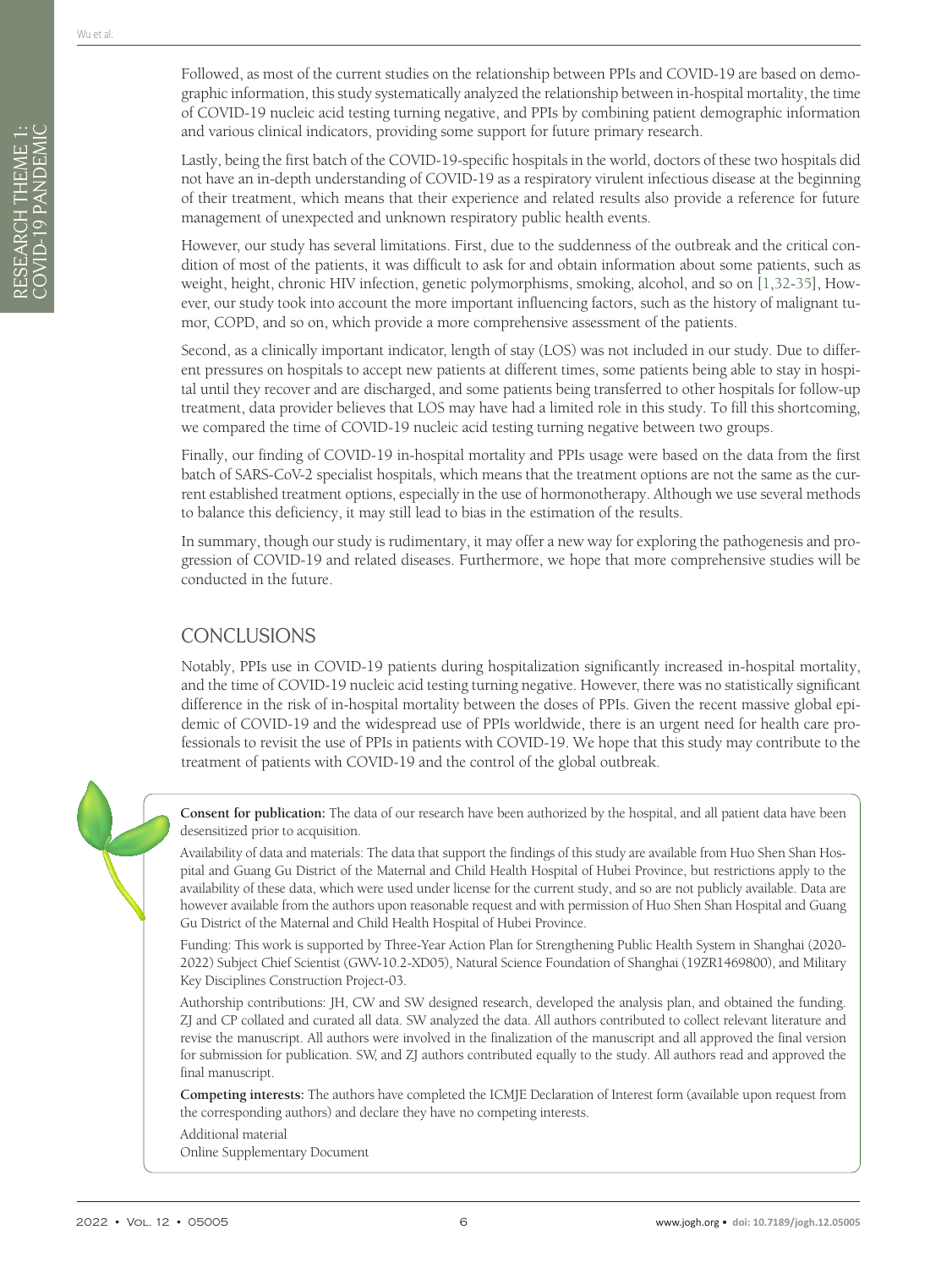Followed, as most of the current studies on the relationship between PPIs and COVID-19 are based on demographic information, this study systematically analyzed the relationship between in-hospital mortality, the time of COVID-19 nucleic acid testing turning negative, and PPIs by combining patient demographic information and various clinical indicators, providing some support for future primary research.

Lastly, being the first batch of the COVID-19-specific hospitals in the world, doctors of these two hospitals did not have an in-depth understanding of COVID-19 as a respiratory virulent infectious disease at the beginning of their treatment, which means that their experience and related results also provide a reference for future management of unexpected and unknown respiratory public health events.

However, our study has several limitations. First, due to the suddenness of the outbreak and the critical condition of most of the patients, it was difficult to ask for and obtain information about some patients, such as weight, height, chronic HIV infection, genetic polymorphisms, smoking, alcohol, and so on [1,32-35], However, our study took into account the more important influencing factors, such as the history of malignant tumor, COPD, and so on, which provide a more comprehensive assessment of the patients.

Second, as a clinically important indicator, length of stay (LOS) was not included in our study. Due to different pressures on hospitals to accept new patients at different times, some patients being able to stay in hospital until they recover and are discharged, and some patients being transferred to other hospitals for follow-up treatment, data provider believes that LOS may have had a limited role in this study. To fill this shortcoming, we compared the time of COVID-19 nucleic acid testing turning negative between two groups.

Finally, our finding of COVID-19 in-hospital mortality and PPIs usage were based on the data from the first batch of SARS-CoV-2 specialist hospitals, which means that the treatment options are not the same as the current established treatment options, especially in the use of hormonotherapy. Although we use several methods to balance this deficiency, it may still lead to bias in the estimation of the results.

In summary, though our study is rudimentary, it may offer a new way for exploring the pathogenesis and progression of COVID-19 and related diseases. Furthermore, we hope that more comprehensive studies will be conducted in the future.

## CONCLUSIONS

Notably, PPIs use in COVID-19 patients during hospitalization significantly increased in-hospital mortality, and the time of COVID-19 nucleic acid testing turning negative. However, there was no statistically significant difference in the risk of in-hospital mortality between the doses of PPIs. Given the recent massive global epidemic of COVID-19 and the widespread use of PPIs worldwide, there is an urgent need for health care professionals to revisit the use of PPIs in patients with COVID-19. We hope that this study may contribute to the treatment of patients with COVID-19 and the control of the global outbreak.

**Consent for publication:** The data of our research have been authorized by the hospital, and all patient data have been desensitized prior to acquisition.

Availability of data and materials: The data that support the findings of this study are available from Huo Shen Shan Hospital and Guang Gu District of the Maternal and Child Health Hospital of Hubei Province, but restrictions apply to the availability of these data, which were used under license for the current study, and so are not publicly available. Data are however available from the authors upon reasonable request and with permission of Huo Shen Shan Hospital and Guang Gu District of the Maternal and Child Health Hospital of Hubei Province.

Funding: This work is supported by Three-Year Action Plan for Strengthening Public Health System in Shanghai (2020-2022) Subject Chief Scientist (GWV-10.2-XD05), Natural Science Foundation of Shanghai (19ZR1469800), and Military Key Disciplines Construction Project-03.

Authorship contributions: JH, CW and SW designed research, developed the analysis plan, and obtained the funding. ZJ and CP collated and curated all data. SW analyzed the data. All authors contributed to collect relevant literature and revise the manuscript. All authors were involved in the finalization of the manuscript and all approved the final version for submission for publication. SW, and ZJ authors contributed equally to the study. All authors read and approved the final manuscript.

**Competing interests:** The authors have completed the ICMJE Declaration of Interest form (available upon request from the corresponding authors) and declare they have no competing interests.

Additional material

Online Supplementary Document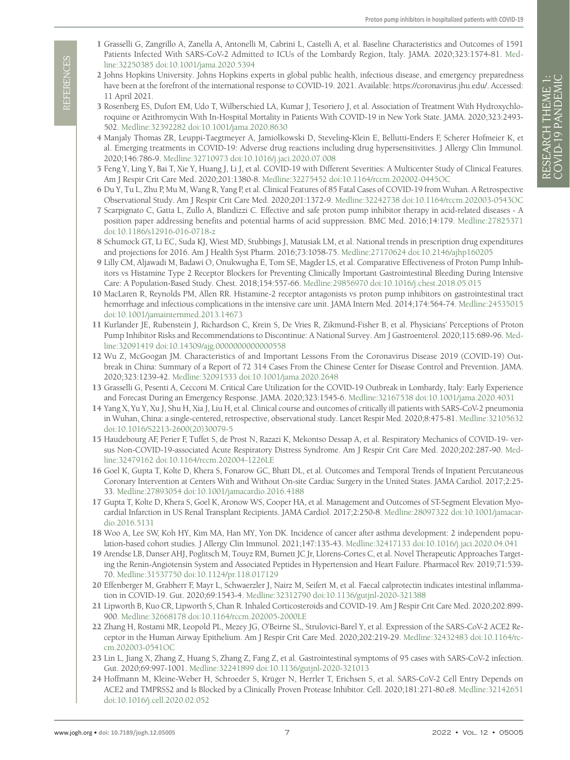1 Grasselli G, Zangrillo A, Zanella A, Antonelli M, Cabrini L, Castelli A, et al. Baseline Characteristics and Outcomes of 1591 Patients Infected With SARS-CoV-2 Admitted to ICUs of the Lombardy Region, Italy. JAMA. 2020;323:1574-81. Medline:32250385 doi:10.1001/jama.2020.5394

2 Johns Hopkins University. Johns Hopkins experts in global public health, infectious disease, and emergency preparedness have been at the forefront of the international response to COVID-19. 2021. Available: https://coronavirus.jhu.edu/. Accessed: 11 April 2021.

3 Rosenberg ES, Dufort EM, Udo T, Wilberschied LA, Kumar J, Tesoriero J, et al. Association of Treatment With Hydroxychloroquine or Azithromycin With In-Hospital Mortality in Patients With COVID-19 in New York State. JAMA. 2020;323:2493-502. Medline:32392282 doi:10.1001/jama.2020.8630

4 Manjaly Thomas ZR, Leuppi-Taegtmeyer A, Jamiolkowski D, Steveling-Klein E, Bellutti-Enders F, Scherer Hofmeier K, et al. Emerging treatments in COVID-19: Adverse drug reactions including drug hypersensitivities. J Allergy Clin Immunol. 2020;146:786-9. Medline:32710973 doi:10.1016/j.jaci.2020.07.008

5 Feng Y, Ling Y, Bai T, Xie Y, Huang J, Li J, et al. COVID-19 with Different Severities: A Multicenter Study of Clinical Features. Am J Respir Crit Care Med. 2020;201:1380-8. Medline:32275452 doi:10.1164/rccm.202002-0445OC

6 Du Y, Tu L, Zhu P, Mu M, Wang R, Yang P, et al. Clinical Features of 85 Fatal Cases of COVID-19 from Wuhan. A Retrospective Observational Study. Am J Respir Crit Care Med. 2020;201:1372-9. Medline:32242738 doi:10.1164/rccm.202003-0543OC

7 Scarpignato C, Gatta L, Zullo A, Blandizzi C. Effective and safe proton pump inhibitor therapy in acid-related diseases - A position paper addressing benefits and potential harms of acid suppression. BMC Med. 2016;14:179. Medline:27825371 doi:10.1186/s12916-016-0718-z

8 Schumock GT, Li EC, Suda KJ, Wiest MD, Stubbings J, Matusiak LM, et al. National trends in prescription drug expenditures and projections for 2016. Am J Health Syst Pharm. 2016;73:1058-75. Medline:27170624 doi:10.2146/ajhp160205

9 Lilly CM, Aljawadi M, Badawi O, Onukwugha E, Tom SE, Magder LS, et al. Comparative Effectiveness of Proton Pump Inhibitors vs Histamine Type 2 Receptor Blockers for Preventing Clinically Important Gastrointestinal Bleeding During Intensive Care: A Population-Based Study. Chest. 2018;154:557-66. Medline:29856970 doi:10.1016/j.chest.2018.05.015

10 MacLaren R, Reynolds PM, Allen RR. Histamine-2 receptor antagonists vs proton pump inhibitors on gastrointestinal tract hemorrhage and infectious complications in the intensive care unit. JAMA Intern Med. 2014;174:564-74. Medline:24535015 doi:10.1001/jamainternmed.2013.14673

11 Kurlander JE, Rubenstein J, Richardson C, Krein S, De Vries R, Zikmund-Fisher B, et al. Physicians' Perceptions of Proton Pump Inhibitor Risks and Recommendations to Discontinue: A National Survey. Am J Gastroenterol. 2020;115:689-96. Medline:32091419 doi:10.14309/ajg.0000000000000558

12 Wu Z, McGoogan JM. Characteristics of and Important Lessons From the Coronavirus Disease 2019 (COVID-19) Outbreak in China: Summary of a Report of 72 314 Cases From the Chinese Center for Disease Control and Prevention. JAMA. 2020;323:1239-42. Medline:32091533 doi:10.1001/jama.2020.2648

13 Grasselli G, Pesenti A, Cecconi M. Critical Care Utilization for the COVID-19 Outbreak in Lombardy, Italy: Early Experience and Forecast During an Emergency Response. JAMA. 2020;323:1545-6. Medline:32167538 doi:10.1001/jama.2020.4031

14 Yang X, Yu Y, Xu J, Shu H, Xia J, Liu H, et al. Clinical course and outcomes of critically ill patients with SARS-CoV-2 pneumonia in Wuhan, China: a single-centered, retrospective, observational study. Lancet Respir Med. 2020;8:475-81. Medline:32105632 doi:10.1016/S2213-2600(20)30079-5

15 Haudebourg AF, Perier F, Tuffet S, de Prost N, Razazi K, Mekontso Dessap A, et al. Respiratory Mechanics of COVID-19- versus Non-COVID-19-associated Acute Respiratory Distress Syndrome. Am J Respir Crit Care Med. 2020;202:287-90. Medline:32479162 doi:10.1164/rccm.202004-1226LE

16 Goel K, Gupta T, Kolte D, Khera S, Fonarow GC, Bhatt DL, et al. Outcomes and Temporal Trends of Inpatient Percutaneous Coronary Intervention at Centers With and Without On-site Cardiac Surgery in the United States. JAMA Cardiol. 2017;2:25-33. Medline:27893054 doi:10.1001/jamacardio.2016.4188

17 Gupta T, Kolte D, Khera S, Goel K, Aronow WS, Cooper HA, et al. Management and Outcomes of ST-Segment Elevation Myocardial Infarction in US Renal Transplant Recipients. JAMA Cardiol. 2017;2:250-8. Medline:28097322 doi:10.1001/jamacardio.2016.5131

18 Woo A, Lee SW, Koh HY, Kim MA, Han MY, Yon DK. Incidence of cancer after asthma development: 2 independent population-based cohort studies. J Allergy Clin Immunol. 2021;147:135-43. Medline:32417133 doi:10.1016/j.jaci.2020.04.041

19 Arendse LB, Danser AHJ, Poglitsch M, Touyz RM, Burnett JC Jr, Llorens-Cortes C, et al. Novel Therapeutic Approaches Targeting the Renin-Angiotensin System and Associated Peptides in Hypertension and Heart Failure. Pharmacol Rev. 2019;71:539-70. Medline:31537750 doi:10.1124/pr.118.017129

20 Effenberger M, Grabherr F, Mayr L, Schwaerzler J, Nairz M, Seifert M, et al. Faecal calprotectin indicates intestinal inflammation in COVID-19. Gut. 2020;69:1543-4. Medline:32312790 doi:10.1136/gutjnl-2020-321388

21 Lipworth B, Kuo CR, Lipworth S, Chan R. Inhaled Corticosteroids and COVID-19. Am J Respir Crit Care Med. 2020;202:899-900. Medline:32668178 doi:10.1164/rccm.202005-2000LE

22 Zhang H, Rostami MR, Leopold PL, Mezey JG, O'Beirne SL, Strulovici-Barel Y, et al. Expression of the SARS-CoV-2 ACE2 Receptor in the Human Airway Epithelium. Am J Respir Crit Care Med. 2020;202:219-29. Medline:32432483 doi:10.1164/rccm.202003-0541OC

23 Lin L, Jiang X, Zhang Z, Huang S, Zhang Z, Fang Z, et al. Gastrointestinal symptoms of 95 cases with SARS-CoV-2 infection. Gut. 2020;69:997-1001. Medline:32241899 doi:10.1136/gutjnl-2020-321013

24 Hoffmann M, Kleine-Weber H, Schroeder S, Krüger N, Herrler T, Erichsen S, et al. SARS-CoV-2 Cell Entry Depends on ACE2 and TMPRSS2 and Is Blocked by a Clinically Proven Protease Inhibitor. Cell. 2020;181:271-80.e8. Medline:32142651 doi:10.1016/j.cell.2020.02.052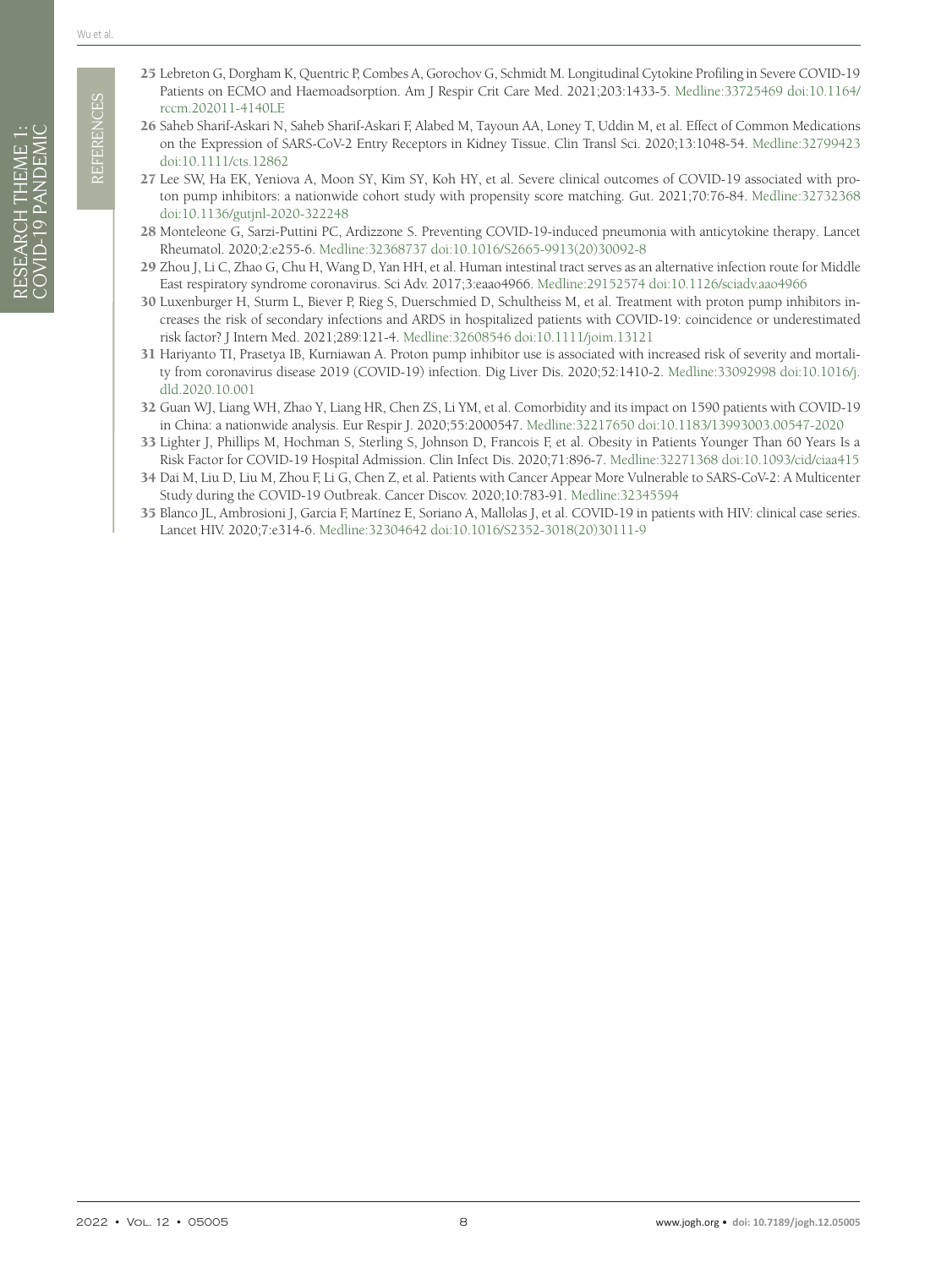25 Lebreton G, Dorgham K, Quentric P, Combes A, Gorochov G, Schmidt M. Longitudinal Cytokine Profiling in Severe COVID-19 Patients on ECMO and Haemoadsorption. Am J Respir Crit Care Med. 2021;203:1433-5. Medline:33725469 doi:10.1164/rccm.202011-4140LE

26 Saheb Sharif-Askari N, Saheb Sharif-Askari F, Alabed M, Tayoun AA, Loney T, Uddin M, et al. Effect of Common Medications on the Expression of SARS-CoV-2 Entry Receptors in Kidney Tissue. Clin Transl Sci. 2020;13:1048-54. Medline:32799423 doi:10.1111/cts.12862

27 Lee SW, Ha EK, Yeniova A, Moon SY, Kim SY, Koh HY, et al. Severe clinical outcomes of COVID-19 associated with proton pump inhibitors: a nationwide cohort study with propensity score matching. Gut. 2021;70:76-84. Medline:32732368 doi:10.1136/gutjnl-2020-322248

28 Monteleone G, Sarzi-Puttini PC, Ardizzone S. Preventing COVID-19-induced pneumonia with anticytokine therapy. Lancet Rheumatol. 2020;2:e255-6. Medline:32368737 doi:10.1016/S2665-9913(20)30092-8

29 Zhou J, Li C, Zhao G, Chu H, Wang D, Yan HH, et al. Human intestinal tract serves as an alternative infection route for Middle East respiratory syndrome coronavirus. Sci Adv. 2017;3:eaao4966. Medline:29152574 doi:10.1126/sciadv.aao4966

30 Luxenburger H, Sturm L, Biever P, Rieg S, Duerschmied D, Schultheiss M, et al. Treatment with proton pump inhibitors increases the risk of secondary infections and ARDS in hospitalized patients with COVID-19: coincidence or underestimated risk factor? J Intern Med. 2021;289:121-4. Medline:32608546 doi:10.1111/joim.13121

31 Hariyanto TI, Prasetya IB, Kurniawan A. Proton pump inhibitor use is associated with increased risk of severity and mortality from coronavirus disease 2019 (COVID-19) infection. Dig Liver Dis. 2020;52:1410-2. Medline:33092998 doi:10.1016/j.dld.2020.10.001

32 Guan WJ, Liang WH, Zhao Y, Liang HR, Chen ZS, Li YM, et al. Comorbidity and its impact on 1590 patients with COVID-19 in China: a nationwide analysis. Eur Respir J. 2020;55:2000547. Medline:32217650 doi:10.1183/13993003.00547-2020

33 Lighter J, Phillips M, Hochman S, Sterling S, Johnson D, Francois F, et al. Obesity in Patients Younger Than 60 Years Is a Risk Factor for COVID-19 Hospital Admission. Clin Infect Dis. 2020;71:896-7. Medline:32271368 doi:10.1093/cid/ciaa415

34 Dai M, Liu D, Liu M, Zhou F, Li G, Chen Z, et al. Patients with Cancer Appear More Vulnerable to SARS-CoV-2: A Multicenter Study during the COVID-19 Outbreak. Cancer Discov. 2020;10:783-91. Medline:32345594

35 Blanco JL, Ambrosioni J, Garcia F, Martínez E, Soriano A, Mallolas J, et al. COVID-19 in patients with HIV: clinical case series. Lancet HIV. 2020;7:e314-6. Medline:32304642 doi:10.1016/S2352-3018(20)30111-9